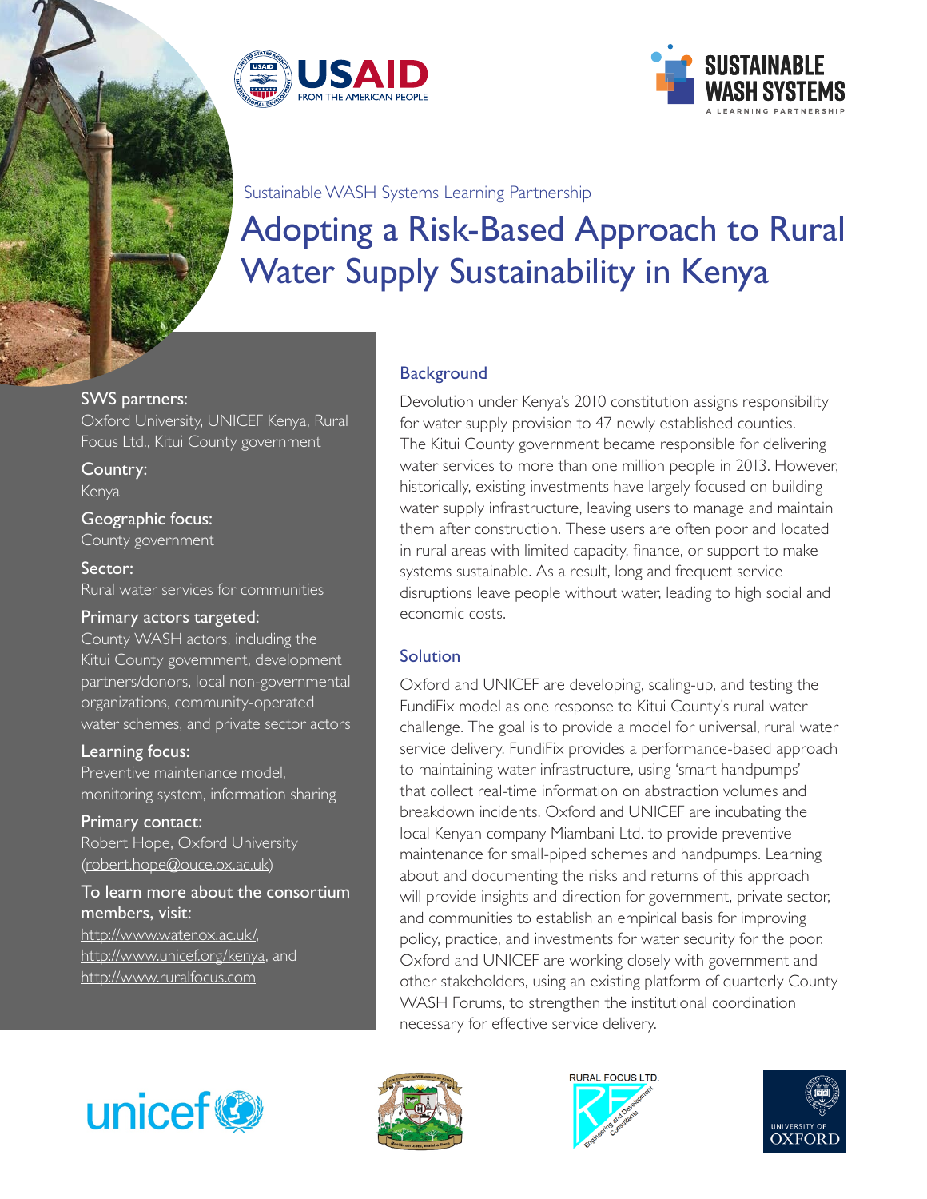Sustainable WASH Systems Learning Partnership

# Adopting a Risk-Based Approach to Rural Water Supply Sustainability in Kenya

**SWS partners:**
Oxford University, UNICEF Kenya, Rural Focus Ltd., Kitui County government

**Country:**
Kenya

**Geographic focus:**
County government

**Sector:**
Rural water services for communities

**Primary actors targeted:**
County WASH actors, including the Kitui County government, development partners/donors, local non-governmental organizations, community-operated water schemes, and private sector actors

**Learning focus:**
Preventive maintenance model, monitoring system, information sharing

**Primary contact:**
Robert Hope, Oxford University (robert.hope@ouce.ox.ac.uk)

**To learn more about the consortium members, visit:**
http://www.water.ox.ac.uk/, http://www.unicef.org/kenya, and http://www.ruralfocus.com

## Background

Devolution under Kenya's 2010 constitution assigns responsibility for water supply provision to 47 newly established counties. The Kitui County government became responsible for delivering water services to more than one million people in 2013. However, historically, existing investments have largely focused on building water supply infrastructure, leaving users to manage and maintain them after construction. These users are often poor and located in rural areas with limited capacity, finance, or support to make systems sustainable. As a result, long and frequent service disruptions leave people without water, leading to high social and economic costs.

## Solution

Oxford and UNICEF are developing, scaling-up, and testing the FundiFix model as one response to Kitui County's rural water challenge. The goal is to provide a model for universal, rural water service delivery. FundiFix provides a performance-based approach to maintaining water infrastructure, using 'smart handpumps' that collect real-time information on abstraction volumes and breakdown incidents. Oxford and UNICEF are incubating the local Kenyan company Miambani Ltd. to provide preventive maintenance for small-piped schemes and handpumps. Learning about and documenting the risks and returns of this approach will provide insights and direction for government, private sector, and communities to establish an empirical basis for improving policy, practice, and investments for water security for the poor. Oxford and UNICEF are working closely with government and other stakeholders, using an existing platform of quarterly County WASH Forums, to strengthen the institutional coordination necessary for effective service delivery.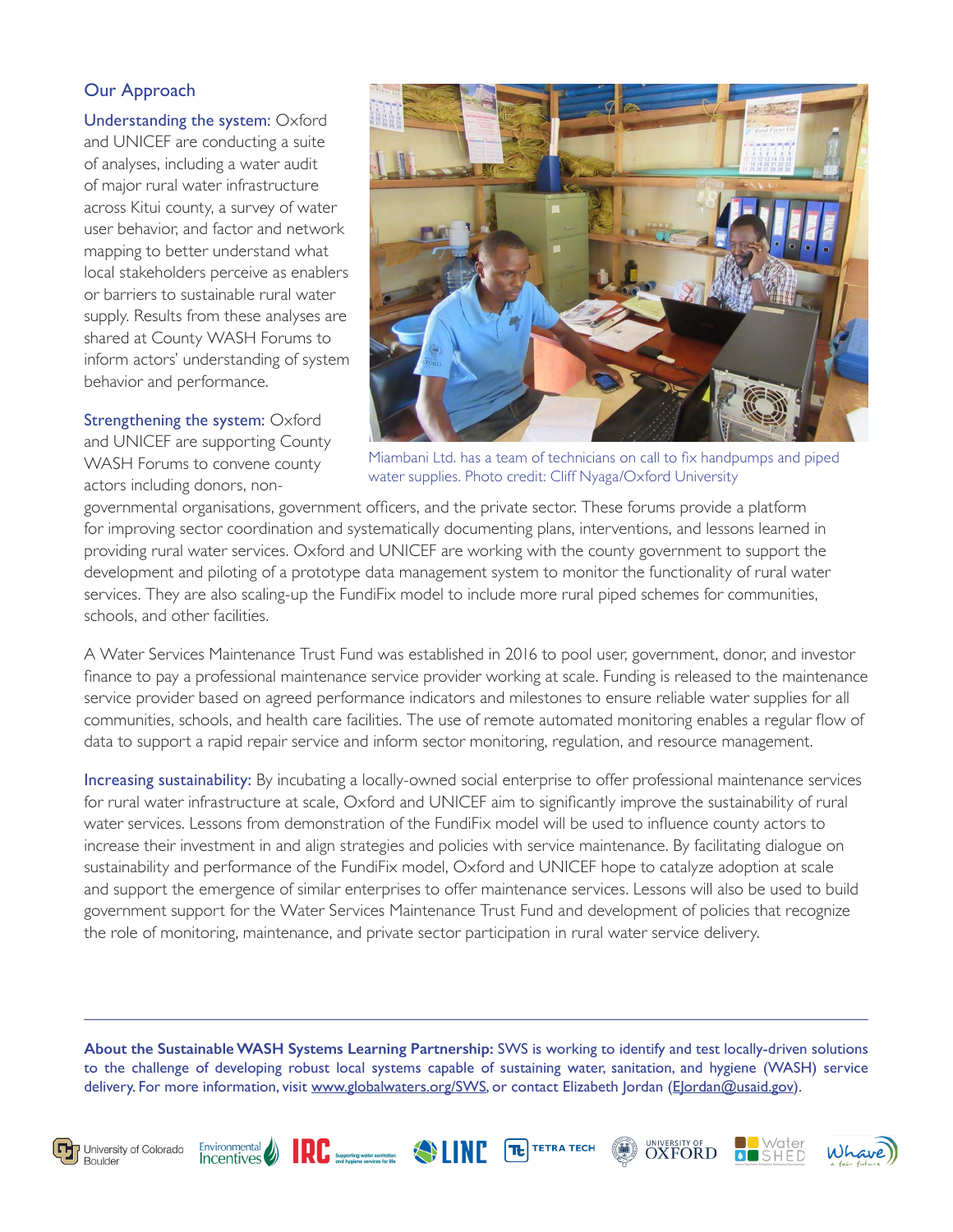## Our Approach

**Understanding the system:** Oxford and UNICEF are conducting a suite of analyses, including a water audit of major rural water infrastructure across Kitui county, a survey of water user behavior, and factor and network mapping to better understand what local stakeholders perceive as enablers or barriers to sustainable rural water supply. Results from these analyses are shared at County WASH Forums to inform actors' understanding of system behavior and performance.

Miambani Ltd. has a team of technicians on call to fix handpumps and piped water supplies. Photo credit: Cliff Nyaga/Oxford University

**Strengthening the system:** Oxford and UNICEF are supporting County WASH Forums to convene county actors including donors, non-governmental organisations, government officers, and the private sector. These forums provide a platform for improving sector coordination and systematically documenting plans, interventions, and lessons learned in providing rural water services. Oxford and UNICEF are working with the county government to support the development and piloting of a prototype data management system to monitor the functionality of rural water services. They are also scaling-up the FundiFix model to include more rural piped schemes for communities, schools, and other facilities.

A Water Services Maintenance Trust Fund was established in 2016 to pool user, government, donor, and investor finance to pay a professional maintenance service provider working at scale. Funding is released to the maintenance service provider based on agreed performance indicators and milestones to ensure reliable water supplies for all communities, schools, and health care facilities. The use of remote automated monitoring enables a regular flow of data to support a rapid repair service and inform sector monitoring, regulation, and resource management.

**Increasing sustainability:** By incubating a locally-owned social enterprise to offer professional maintenance services for rural water infrastructure at scale, Oxford and UNICEF aim to significantly improve the sustainability of rural water services. Lessons from demonstration of the FundiFix model will be used to influence county actors to increase their investment in and align strategies and policies with service maintenance. By facilitating dialogue on sustainability and performance of the FundiFix model, Oxford and UNICEF hope to catalyze adoption at scale and support the emergence of similar enterprises to offer maintenance services. Lessons will also be used to build government support for the Water Services Maintenance Trust Fund and development of policies that recognize the role of monitoring, maintenance, and private sector participation in rural water service delivery.

---

**About the Sustainable WASH Systems Learning Partnership:** SWS is working to identify and test locally-driven solutions to the challenge of developing robust local systems capable of sustaining water, sanitation, and hygiene (WASH) service delivery. For more information, visit www.globalwaters.org/SWS, or contact Elizabeth Jordan (EJordan@usaid.gov).

University of Colorado Boulder | Environmental Incentives | IRC Supporting water sanitation and hygiene services for life | LINC | Tetra Tech | University of Oxford | WaterSHED | Whave a fair future